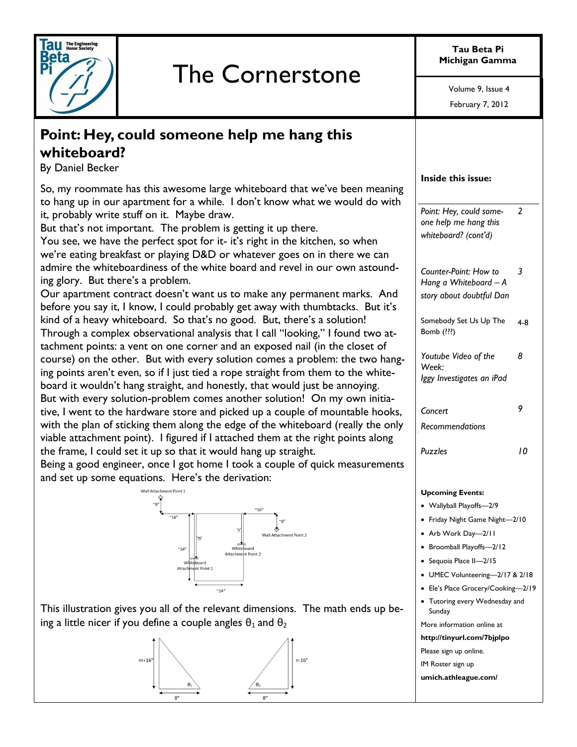# The Cornerstone

**Tau Beta Pi Michigan Gamma**

Volume 9, Issue 4

February 7, 2012

## Point: Hey, could someone help me hang this whiteboard?

By Daniel Becker

So, my roommate has this awesome large whiteboard that we've been meaning to hang up in our apartment for a while. I don't know what we would do with it, probably write stuff on it. Maybe draw.

But that's not important. The problem is getting it up there.

You see, we have the perfect spot for it- it's right in the kitchen, so when we're eating breakfast or playing D&D or whatever goes on in there we can admire the whiteboardiness of the white board and revel in our own astounding glory. But there's a problem.

Our apartment contract doesn't want us to make any permanent marks. And before you say it, I know, I could probably get away with thumbtacks. But it's kind of a heavy whiteboard. So that's no good. But, there's a solution! Through a complex observational analysis that I call "looking," I found two attachment points: a vent on one corner and an exposed nail (in the closet of course) on the other. But with every solution comes a problem: the two hanging points aren't even, so if I just tied a rope straight from them to the whiteboard it wouldn't hang straight, and honestly, that would just be annoying.

But with every solution-problem comes another solution! On my own initiative, I went to the hardware store and picked up a couple of mountable hooks, with the plan of sticking them along the edge of the whiteboard (really the only viable attachment point). I figured if I attached them at the right points along the frame, I could set it up so that it would hang up straight.

Being a good engineer, once I got home I took a couple of quick measurements and set up some equations. Here's the derivation:

Wall Attachment Point 1
~8"
~16"
~16"
~8"
'n'
'm'
Wall Attachment Point 2
~34"
Whiteboard Attachment Point 2
Whiteboard Attachment Point 1
~24"

This illustration gives you all of the relevant dimensions. The math ends up being a little nicer if you define a couple angles $\theta_1$ and $\theta_2$

m+16"
$\theta_1$
8"
n-16"
$\theta_2$
8"

**Inside this issue:**

| | |
|---|---|
| *Point: Hey, could someone help me hang this whiteboard? (cont'd)* | 2 |
| *Counter-Point: How to Hang a Whiteboard – A story about doubtful Dan* | 3 |
| Somebody Set Us Up The Bomb (???) | 4-8 |
| *Youtube Video of the Week: Iggy Investigates an iPad* | 8 |
| *Concert Recommendations* | 9 |
| *Puzzles* | 10 |

**Upcoming Events:**

- Wallyball Playoffs—2/9
- Friday Night Game Night—2/10
- Arb Work Day—2/11
- Broomball Playoffs—2/12
- Sequoia Place II—2/15
- UMEC Volunteering—2/17 & 2/18
- Ele's Place Grocery/Cooking—2/19
- Tutoring every Wednesday and Sunday

More information online at

**http://tinyurl.com/7bjplpo**

Please sign up online.

IM Roster sign up

**umich.athleague.com/**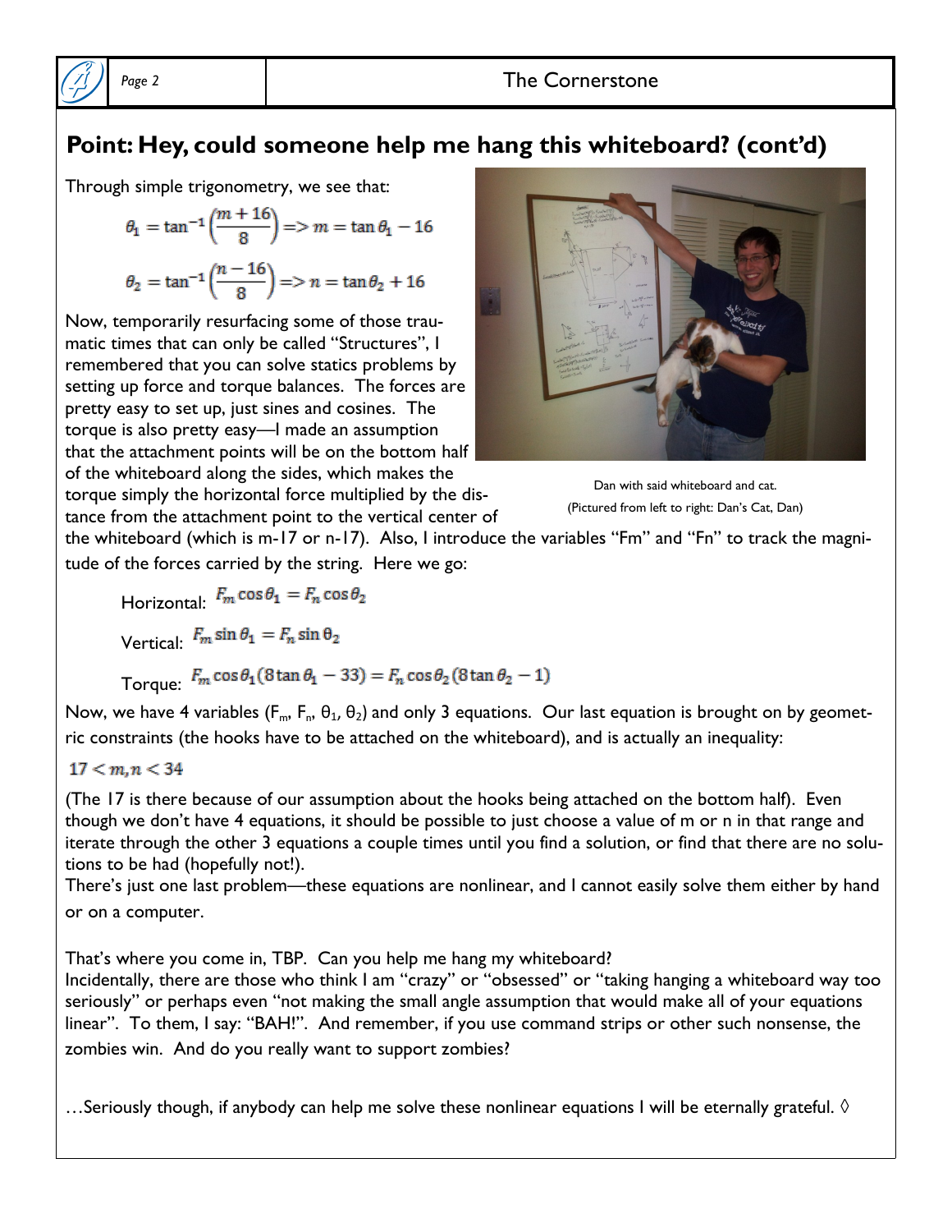## Point: Hey, could someone help me hang this whiteboard? (cont'd)

Through simple trigonometry, we see that:

$$\theta_1 = \tan^{-1}\left(\frac{m+16}{8}\right) => m = \tan\theta_1 - 16$$

$$\theta_2 = \tan^{-1}\left(\frac{n-16}{8}\right) => n = \tan\theta_2 + 16$$

Now, temporarily resurfacing some of those traumatic times that can only be called "Structures", I remembered that you can solve statics problems by setting up force and torque balances. The forces are pretty easy to set up, just sines and cosines. The torque is also pretty easy—I made an assumption that the attachment points will be on the bottom half of the whiteboard along the sides, which makes the torque simply the horizontal force multiplied by the distance from the attachment point to the vertical center of the whiteboard (which is m-17 or n-17). Also, I introduce the variables "Fm" and "Fn" to track the magnitude of the forces carried by the string. Here we go:

Dan with said whiteboard and cat.
(Pictured from left to right: Dan's Cat, Dan)

Horizontal: $F_m \cos\theta_1 = F_n \cos\theta_2$

Vertical: $F_m \sin\theta_1 = F_n \sin\theta_2$

Torque: $F_m \cos\theta_1 (8\tan\theta_1 - 33) = F_n \cos\theta_2 (8\tan\theta_2 - 1)$

Now, we have 4 variables ($F_m$, $F_n$, $\theta_1$, $\theta_2$) and only 3 equations. Our last equation is brought on by geometric constraints (the hooks have to be attached on the whiteboard), and is actually an inequality:

$17 < m,n < 34$

(The 17 is there because of our assumption about the hooks being attached on the bottom half). Even though we don't have 4 equations, it should be possible to just choose a value of m or n in that range and iterate through the other 3 equations a couple times until you find a solution, or find that there are no solutions to be had (hopefully not!).

There's just one last problem—these equations are nonlinear, and I cannot easily solve them either by hand or on a computer.

That's where you come in, TBP. Can you help me hang my whiteboard?

Incidentally, there are those who think I am "crazy" or "obsessed" or "taking hanging a whiteboard way too seriously" or perhaps even "not making the small angle assumption that would make all of your equations linear". To them, I say: "BAH!". And remember, if you use command strips or other such nonsense, the zombies win. And do you really want to support zombies?

…Seriously though, if anybody can help me solve these nonlinear equations I will be eternally grateful. ◊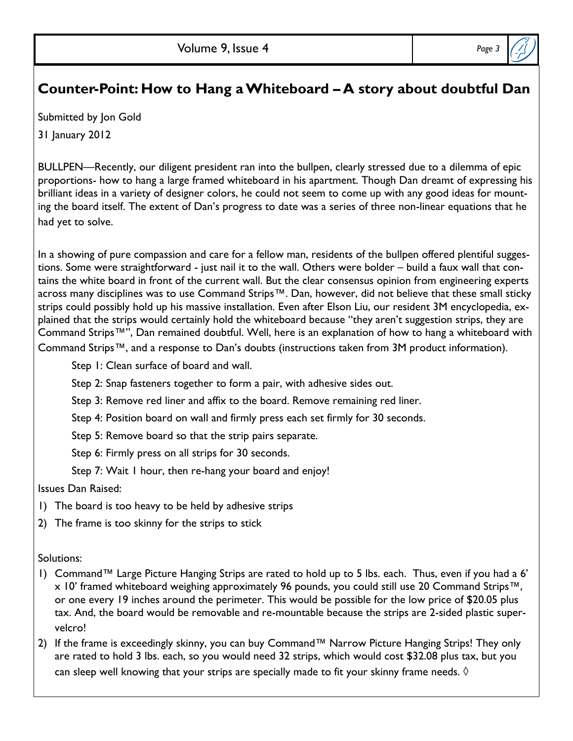## Counter-Point: How to Hang a Whiteboard – A story about doubtful Dan

Submitted by Jon Gold

31 January 2012

BULLPEN—Recently, our diligent president ran into the bullpen, clearly stressed due to a dilemma of epic proportions- how to hang a large framed whiteboard in his apartment. Though Dan dreamt of expressing his brilliant ideas in a variety of designer colors, he could not seem to come up with any good ideas for mounting the board itself. The extent of Dan's progress to date was a series of three non-linear equations that he had yet to solve.

In a showing of pure compassion and care for a fellow man, residents of the bullpen offered plentiful suggestions. Some were straightforward - just nail it to the wall. Others were bolder – build a faux wall that contains the white board in front of the current wall. But the clear consensus opinion from engineering experts across many disciplines was to use Command Strips™. Dan, however, did not believe that these small sticky strips could possibly hold up his massive installation. Even after Elson Liu, our resident 3M encyclopedia, explained that the strips would certainly hold the whiteboard because "they aren't suggestion strips, they are Command Strips™", Dan remained doubtful. Well, here is an explanation of how to hang a whiteboard with Command Strips™, and a response to Dan's doubts (instructions taken from 3M product information).

Step 1: Clean surface of board and wall.

Step 2: Snap fasteners together to form a pair, with adhesive sides out.

Step 3: Remove red liner and affix to the board. Remove remaining red liner.

Step 4: Position board on wall and firmly press each set firmly for 30 seconds.

Step 5: Remove board so that the strip pairs separate.

Step 6: Firmly press on all strips for 30 seconds.

Step 7: Wait 1 hour, then re-hang your board and enjoy!

Issues Dan Raised:

1) The board is too heavy to be held by adhesive strips
2) The frame is too skinny for the strips to stick

Solutions:

1) Command™ Large Picture Hanging Strips are rated to hold up to 5 lbs. each. Thus, even if you had a 6' x 10' framed whiteboard weighing approximately 96 pounds, you could still use 20 Command Strips™, or one every 19 inches around the perimeter. This would be possible for the low price of $20.05 plus tax. And, the board would be removable and re-mountable because the strips are 2-sided plastic super-velcro!
2) If the frame is exceedingly skinny, you can buy Command™ Narrow Picture Hanging Strips! They only are rated to hold 3 lbs. each, so you would need 32 strips, which would cost $32.08 plus tax, but you can sleep well knowing that your strips are specially made to fit your skinny frame needs. ◊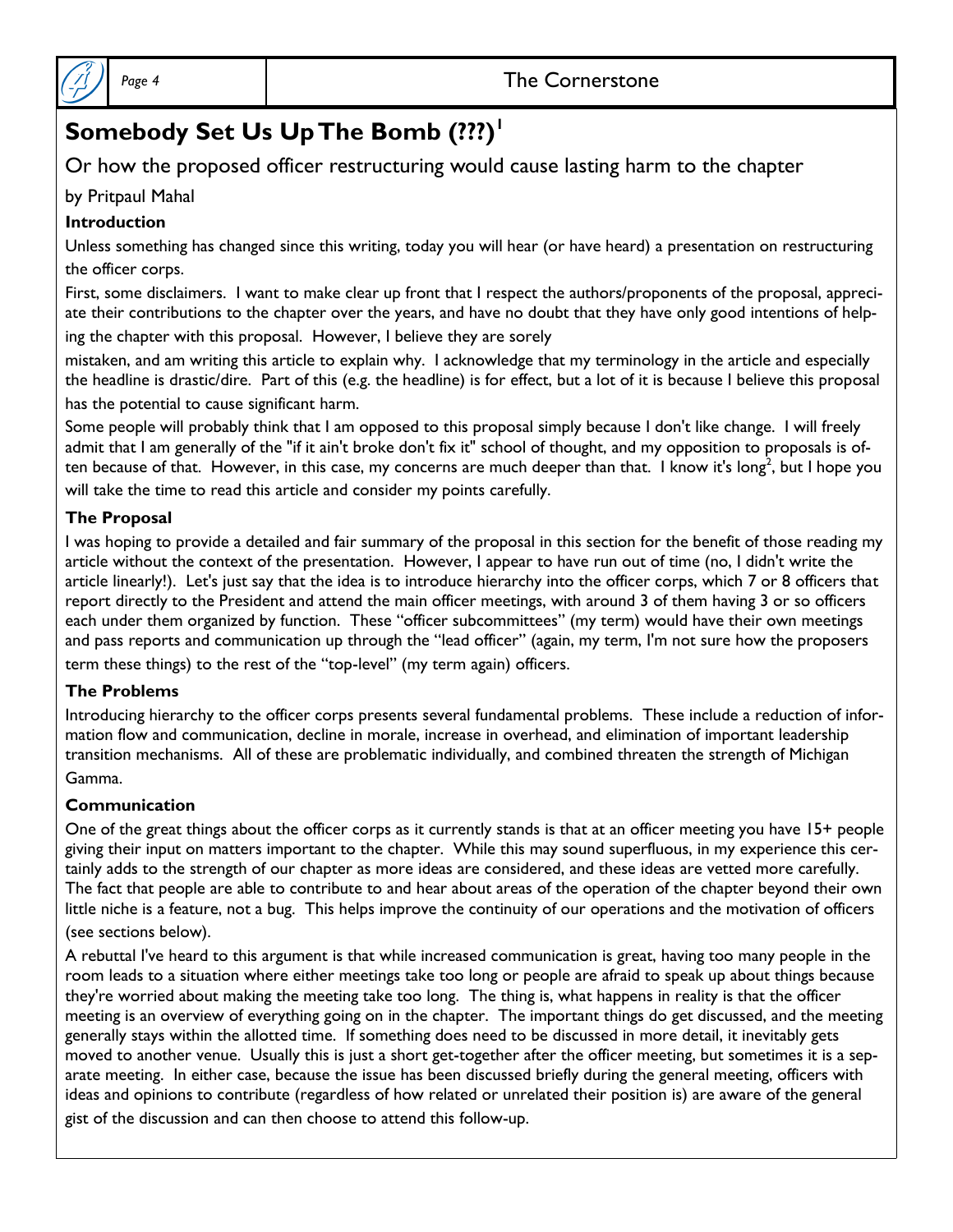# Somebody Set Us Up The Bomb (???)[1]

## Or how the proposed officer restructuring would cause lasting harm to the chapter

by Pritpaul Mahal

### Introduction

Unless something has changed since this writing, today you will hear (or have heard) a presentation on restructuring the officer corps.

First, some disclaimers. I want to make clear up front that I respect the authors/proponents of the proposal, appreciate their contributions to the chapter over the years, and have no doubt that they have only good intentions of helping the chapter with this proposal. However, I believe they are sorely mistaken, and am writing this article to explain why. I acknowledge that my terminology in the article and especially the headline is drastic/dire. Part of this (e.g. the headline) is for effect, but a lot of it is because I believe this proposal has the potential to cause significant harm.

Some people will probably think that I am opposed to this proposal simply because I don't like change. I will freely admit that I am generally of the "if it ain't broke don't fix it" school of thought, and my opposition to proposals is often because of that. However, in this case, my concerns are much deeper than that. I know it's long[2], but I hope you will take the time to read this article and consider my points carefully.

### The Proposal

I was hoping to provide a detailed and fair summary of the proposal in this section for the benefit of those reading my article without the context of the presentation. However, I appear to have run out of time (no, I didn't write the article linearly!). Let's just say that the idea is to introduce hierarchy into the officer corps, which 7 or 8 officers that report directly to the President and attend the main officer meetings, with around 3 of them having 3 or so officers each under them organized by function. These "officer subcommittees" (my term) would have their own meetings and pass reports and communication up through the "lead officer" (again, my term, I'm not sure how the proposers term these things) to the rest of the "top-level" (my term again) officers.

### The Problems

Introducing hierarchy to the officer corps presents several fundamental problems. These include a reduction of information flow and communication, decline in morale, increase in overhead, and elimination of important leadership transition mechanisms. All of these are problematic individually, and combined threaten the strength of Michigan Gamma.

### Communication

One of the great things about the officer corps as it currently stands is that at an officer meeting you have 15+ people giving their input on matters important to the chapter. While this may sound superfluous, in my experience this certainly adds to the strength of our chapter as more ideas are considered, and these ideas are vetted more carefully. The fact that people are able to contribute to and hear about areas of the operation of the chapter beyond their own little niche is a feature, not a bug. This helps improve the continuity of our operations and the motivation of officers (see sections below).

A rebuttal I've heard to this argument is that while increased communication is great, having too many people in the room leads to a situation where either meetings take too long or people are afraid to speak up about things because they're worried about making the meeting take too long. The thing is, what happens in reality is that the officer meeting is an overview of everything going on in the chapter. The important things do get discussed, and the meeting generally stays within the allotted time. If something does need to be discussed in more detail, it inevitably gets moved to another venue. Usually this is just a short get-together after the officer meeting, but sometimes it is a separate meeting. In either case, because the issue has been discussed briefly during the general meeting, officers with ideas and opinions to contribute (regardless of how related or unrelated their position is) are aware of the general gist of the discussion and can then choose to attend this follow-up.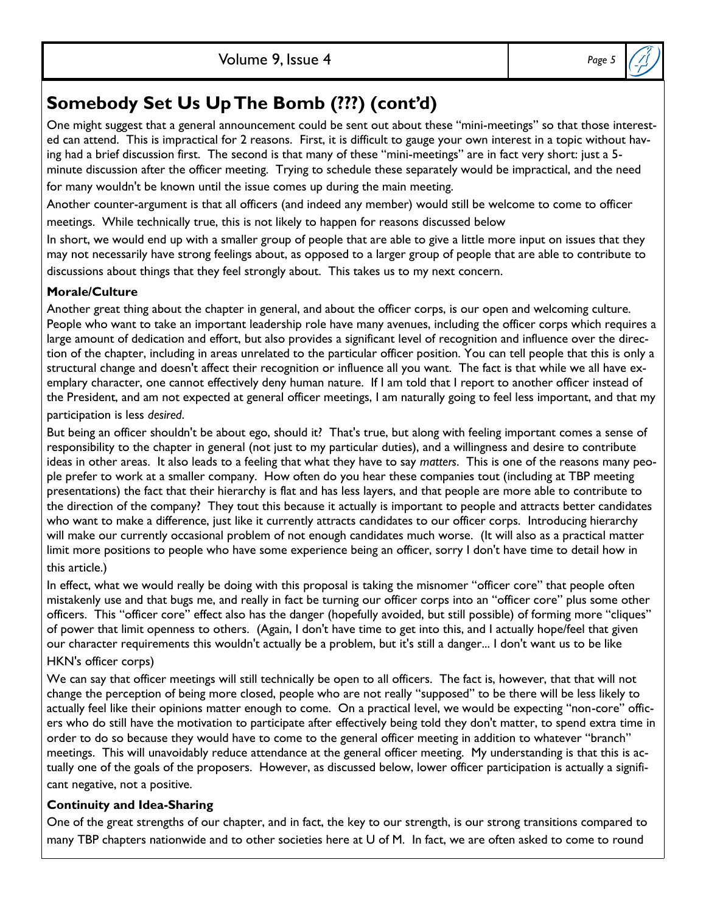## Somebody Set Us Up The Bomb (???) (cont'd)

One might suggest that a general announcement could be sent out about these "mini-meetings" so that those interested can attend. This is impractical for 2 reasons. First, it is difficult to gauge your own interest in a topic without having had a brief discussion first. The second is that many of these "mini-meetings" are in fact very short: just a 5-minute discussion after the officer meeting. Trying to schedule these separately would be impractical, and the need for many wouldn't be known until the issue comes up during the main meeting.

Another counter-argument is that all officers (and indeed any member) would still be welcome to come to officer meetings. While technically true, this is not likely to happen for reasons discussed below

In short, we would end up with a smaller group of people that are able to give a little more input on issues that they may not necessarily have strong feelings about, as opposed to a larger group of people that are able to contribute to discussions about things that they feel strongly about. This takes us to my next concern.

### Morale/Culture

Another great thing about the chapter in general, and about the officer corps, is our open and welcoming culture. People who want to take an important leadership role have many avenues, including the officer corps which requires a large amount of dedication and effort, but also provides a significant level of recognition and influence over the direction of the chapter, including in areas unrelated to the particular officer position. You can tell people that this is only a structural change and doesn't affect their recognition or influence all you want. The fact is that while we all have exemplary character, one cannot effectively deny human nature. If I am told that I report to another officer instead of the President, and am not expected at general officer meetings, I am naturally going to feel less important, and that my participation is less *desired*.

But being an officer shouldn't be about ego, should it? That's true, but along with feeling important comes a sense of responsibility to the chapter in general (not just to my particular duties), and a willingness and desire to contribute ideas in other areas. It also leads to a feeling that what they have to say *matters*. This is one of the reasons many people prefer to work at a smaller company. How often do you hear these companies tout (including at TBP meeting presentations) the fact that their hierarchy is flat and has less layers, and that people are more able to contribute to the direction of the company? They tout this because it actually is important to people and attracts better candidates who want to make a difference, just like it currently attracts candidates to our officer corps. Introducing hierarchy will make our currently occasional problem of not enough candidates much worse. (It will also as a practical matter limit more positions to people who have some experience being an officer, sorry I don't have time to detail how in this article.)

In effect, what we would really be doing with this proposal is taking the misnomer "officer core" that people often mistakenly use and that bugs me, and really in fact be turning our officer corps into an "officer core" plus some other officers. This "officer core" effect also has the danger (hopefully avoided, but still possible) of forming more "cliques" of power that limit openness to others. (Again, I don't have time to get into this, and I actually hope/feel that given our character requirements this wouldn't actually be a problem, but it's still a danger... I don't want us to be like HKN's officer corps)

We can say that officer meetings will still technically be open to all officers. The fact is, however, that that will not change the perception of being more closed, people who are not really "supposed" to be there will be less likely to actually feel like their opinions matter enough to come. On a practical level, we would be expecting "non-core" officers who do still have the motivation to participate after effectively being told they don't matter, to spend extra time in order to do so because they would have to come to the general officer meeting in addition to whatever "branch" meetings. This will unavoidably reduce attendance at the general officer meeting. My understanding is that this is actually one of the goals of the proposers. However, as discussed below, lower officer participation is actually a significant negative, not a positive.

### Continuity and Idea-Sharing

One of the great strengths of our chapter, and in fact, the key to our strength, is our strong transitions compared to many TBP chapters nationwide and to other societies here at U of M. In fact, we are often asked to come to round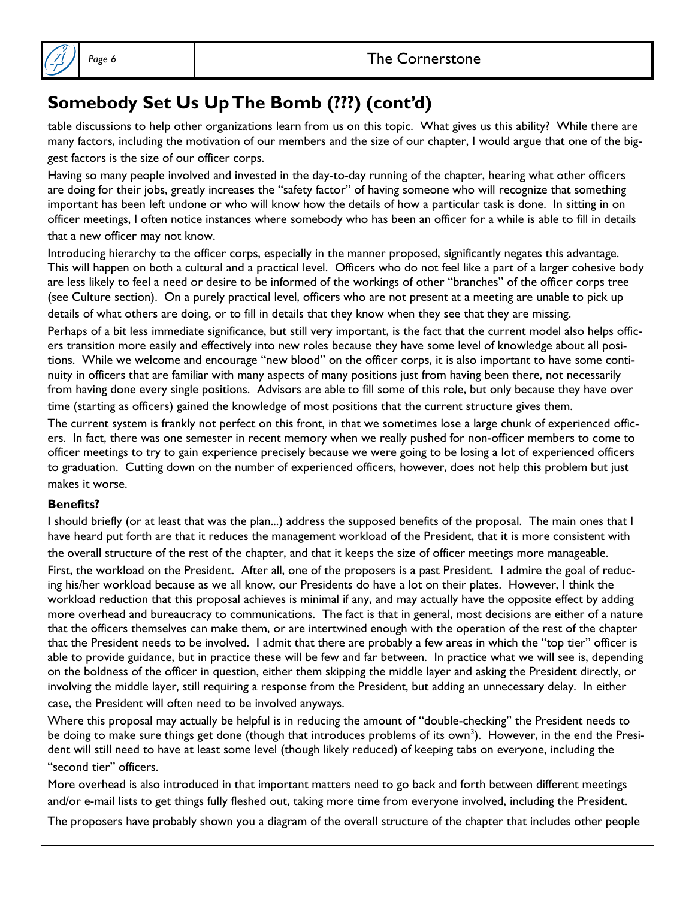## Somebody Set Us Up The Bomb (???) (cont'd)

table discussions to help other organizations learn from us on this topic. What gives us this ability? While there are many factors, including the motivation of our members and the size of our chapter, I would argue that one of the biggest factors is the size of our officer corps.

Having so many people involved and invested in the day-to-day running of the chapter, hearing what other officers are doing for their jobs, greatly increases the "safety factor" of having someone who will recognize that something important has been left undone or who will know how the details of how a particular task is done. In sitting in on officer meetings, I often notice instances where somebody who has been an officer for a while is able to fill in details that a new officer may not know.

Introducing hierarchy to the officer corps, especially in the manner proposed, significantly negates this advantage. This will happen on both a cultural and a practical level. Officers who do not feel like a part of a larger cohesive body are less likely to feel a need or desire to be informed of the workings of other "branches" of the officer corps tree (see Culture section). On a purely practical level, officers who are not present at a meeting are unable to pick up details of what others are doing, or to fill in details that they know when they see that they are missing.

Perhaps of a bit less immediate significance, but still very important, is the fact that the current model also helps officers transition more easily and effectively into new roles because they have some level of knowledge about all positions. While we welcome and encourage "new blood" on the officer corps, it is also important to have some continuity in officers that are familiar with many aspects of many positions just from having been there, not necessarily from having done every single positions. Advisors are able to fill some of this role, but only because they have over time (starting as officers) gained the knowledge of most positions that the current structure gives them.

The current system is frankly not perfect on this front, in that we sometimes lose a large chunk of experienced officers. In fact, there was one semester in recent memory when we really pushed for non-officer members to come to officer meetings to try to gain experience precisely because we were going to be losing a lot of experienced officers to graduation. Cutting down on the number of experienced officers, however, does not help this problem but just makes it worse.

**Benefits?**

I should briefly (or at least that was the plan...) address the supposed benefits of the proposal. The main ones that I have heard put forth are that it reduces the management workload of the President, that it is more consistent with the overall structure of the rest of the chapter, and that it keeps the size of officer meetings more manageable.

First, the workload on the President. After all, one of the proposers is a past President. I admire the goal of reducing his/her workload because as we all know, our Presidents do have a lot on their plates. However, I think the workload reduction that this proposal achieves is minimal if any, and may actually have the opposite effect by adding more overhead and bureaucracy to communications. The fact is that in general, most decisions are either of a nature that the officers themselves can make them, or are intertwined enough with the operation of the rest of the chapter that the President needs to be involved. I admit that there are probably a few areas in which the "top tier" officer is able to provide guidance, but in practice these will be few and far between. In practice what we will see is, depending on the boldness of the officer in question, either them skipping the middle layer and asking the President directly, or involving the middle layer, still requiring a response from the President, but adding an unnecessary delay. In either case, the President will often need to be involved anyways.

Where this proposal may actually be helpful is in reducing the amount of "double-checking" the President needs to be doing to make sure things get done (though that introduces problems of its own[3]). However, in the end the President will still need to have at least some level (though likely reduced) of keeping tabs on everyone, including the "second tier" officers.

More overhead is also introduced in that important matters need to go back and forth between different meetings and/or e-mail lists to get things fully fleshed out, taking more time from everyone involved, including the President.

The proposers have probably shown you a diagram of the overall structure of the chapter that includes other people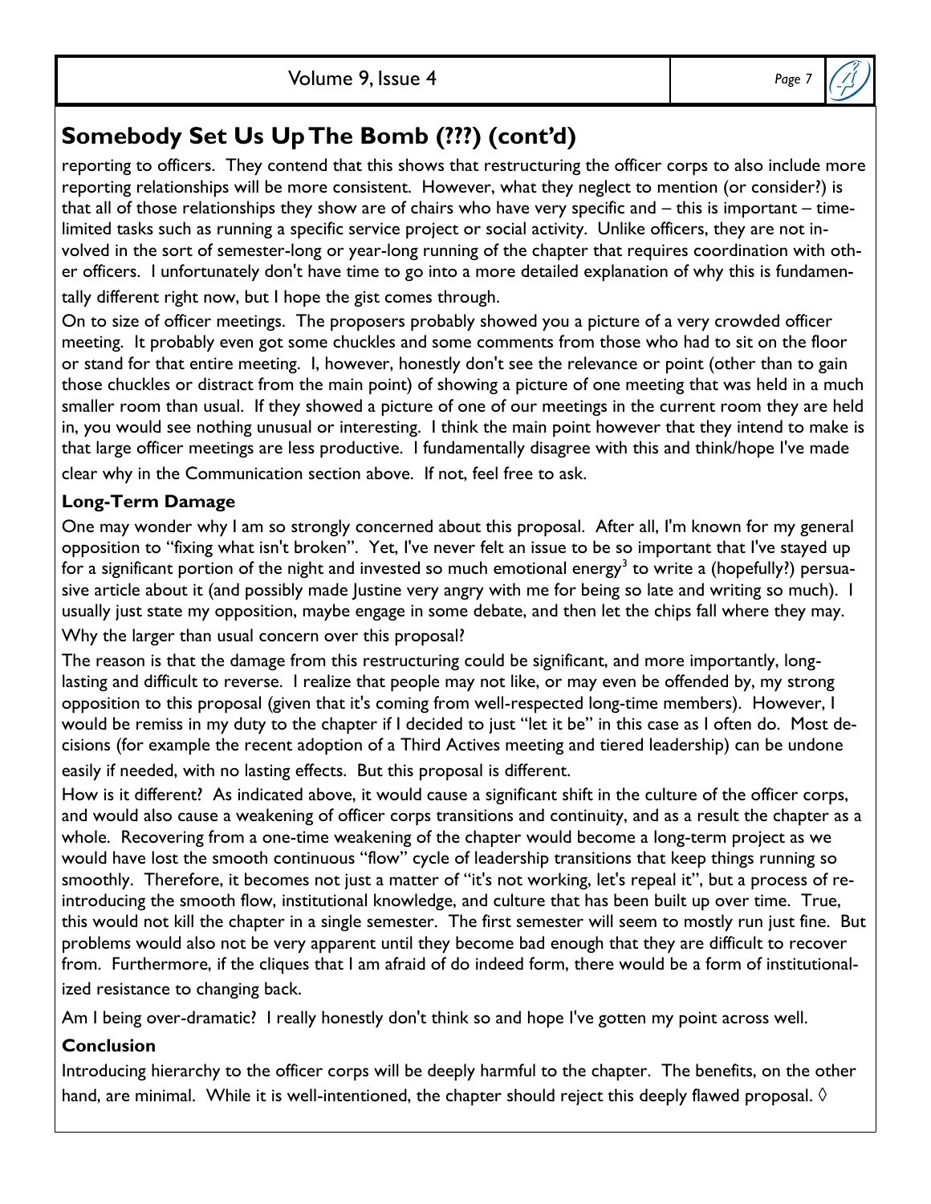## Somebody Set Us Up The Bomb (???) (cont'd)

reporting to officers. They contend that this shows that restructuring the officer corps to also include more reporting relationships will be more consistent. However, what they neglect to mention (or consider?) is that all of those relationships they show are of chairs who have very specific and – this is important – time-limited tasks such as running a specific service project or social activity. Unlike officers, they are not involved in the sort of semester-long or year-long running of the chapter that requires coordination with other officers. I unfortunately don't have time to go into a more detailed explanation of why this is fundamentally different right now, but I hope the gist comes through.

On to size of officer meetings. The proposers probably showed you a picture of a very crowded officer meeting. It probably even got some chuckles and some comments from those who had to sit on the floor or stand for that entire meeting. I, however, honestly don't see the relevance or point (other than to gain those chuckles or distract from the main point) of showing a picture of one meeting that was held in a much smaller room than usual. If they showed a picture of one of our meetings in the current room they are held in, you would see nothing unusual or interesting. I think the main point however that they intend to make is that large officer meetings are less productive. I fundamentally disagree with this and think/hope I've made clear why in the Communication section above. If not, feel free to ask.

### Long-Term Damage

One may wonder why I am so strongly concerned about this proposal. After all, I'm known for my general opposition to "fixing what isn't broken". Yet, I've never felt an issue to be so important that I've stayed up for a significant portion of the night and invested so much emotional energy[3] to write a (hopefully?) persuasive article about it (and possibly made Justine very angry with me for being so late and writing so much). I usually just state my opposition, maybe engage in some debate, and then let the chips fall where they may. Why the larger than usual concern over this proposal?

The reason is that the damage from this restructuring could be significant, and more importantly, long-lasting and difficult to reverse. I realize that people may not like, or may even be offended by, my strong opposition to this proposal (given that it's coming from well-respected long-time members). However, I would be remiss in my duty to the chapter if I decided to just "let it be" in this case as I often do. Most decisions (for example the recent adoption of a Third Actives meeting and tiered leadership) can be undone easily if needed, with no lasting effects. But this proposal is different.

How is it different? As indicated above, it would cause a significant shift in the culture of the officer corps, and would also cause a weakening of officer corps transitions and continuity, and as a result the chapter as a whole. Recovering from a one-time weakening of the chapter would become a long-term project as we would have lost the smooth continuous "flow" cycle of leadership transitions that keep things running so smoothly. Therefore, it becomes not just a matter of "it's not working, let's repeal it", but a process of reintroducing the smooth flow, institutional knowledge, and culture that has been built up over time. True, this would not kill the chapter in a single semester. The first semester will seem to mostly run just fine. But problems would also not be very apparent until they become bad enough that they are difficult to recover from. Furthermore, if the cliques that I am afraid of do indeed form, there would be a form of institutionalized resistance to changing back.

Am I being over-dramatic? I really honestly don't think so and hope I've gotten my point across well.

### Conclusion

Introducing hierarchy to the officer corps will be deeply harmful to the chapter. The benefits, on the other hand, are minimal. While it is well-intentioned, the chapter should reject this deeply flawed proposal. ◊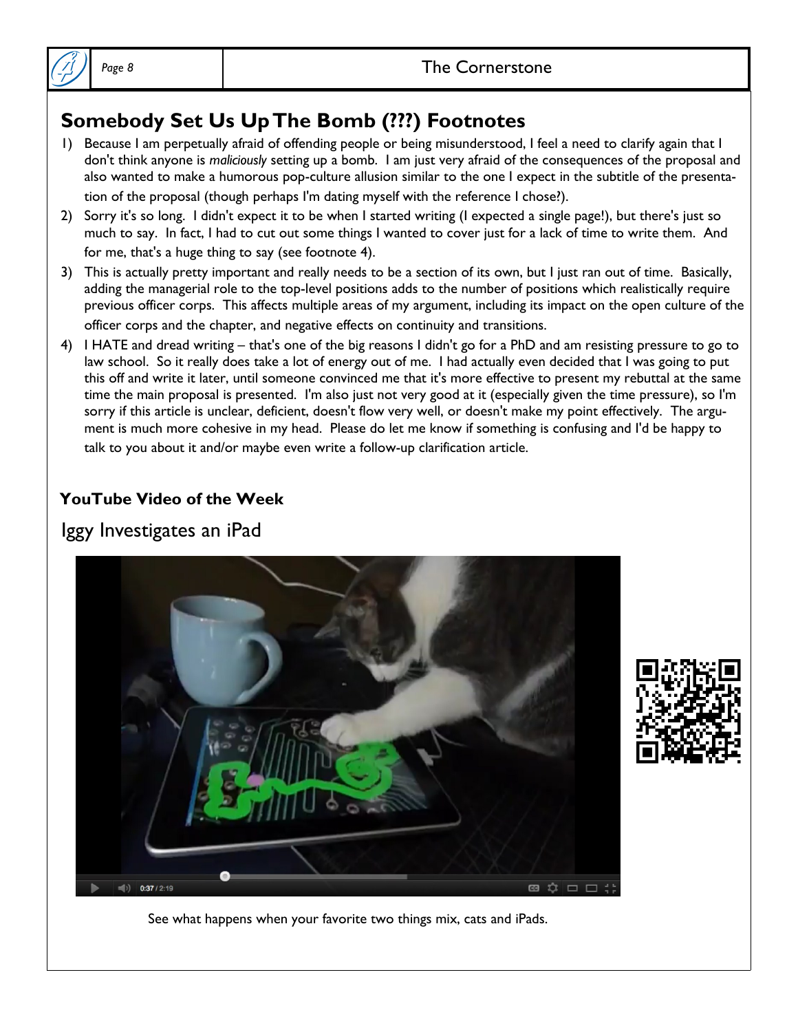## Somebody Set Us Up The Bomb (???) Footnotes

1) Because I am perpetually afraid of offending people or being misunderstood, I feel a need to clarify again that I don't think anyone is *maliciously* setting up a bomb. I am just very afraid of the consequences of the proposal and also wanted to make a humorous pop-culture allusion similar to the one I expect in the subtitle of the presentation of the proposal (though perhaps I'm dating myself with the reference I chose?).
2) Sorry it's so long. I didn't expect it to be when I started writing (I expected a single page!), but there's just so much to say. In fact, I had to cut out some things I wanted to cover just for a lack of time to write them. And for me, that's a huge thing to say (see footnote 4).
3) This is actually pretty important and really needs to be a section of its own, but I just ran out of time. Basically, adding the managerial role to the top-level positions adds to the number of positions which realistically require previous officer corps. This affects multiple areas of my argument, including its impact on the open culture of the officer corps and the chapter, and negative effects on continuity and transitions.
4) I HATE and dread writing – that's one of the big reasons I didn't go for a PhD and am resisting pressure to go to law school. So it really does take a lot of energy out of me. I had actually even decided that I was going to put this off and write it later, until someone convinced me that it's more effective to present my rebuttal at the same time the main proposal is presented. I'm also just not very good at it (especially given the time pressure), so I'm sorry if this article is unclear, deficient, doesn't flow very well, or doesn't make my point effectively. The argument is much more cohesive in my head. Please do let me know if something is confusing and I'd be happy to talk to you about it and/or maybe even write a follow-up clarification article.

### YouTube Video of the Week

## Iggy Investigates an iPad

See what happens when your favorite two things mix, cats and iPads.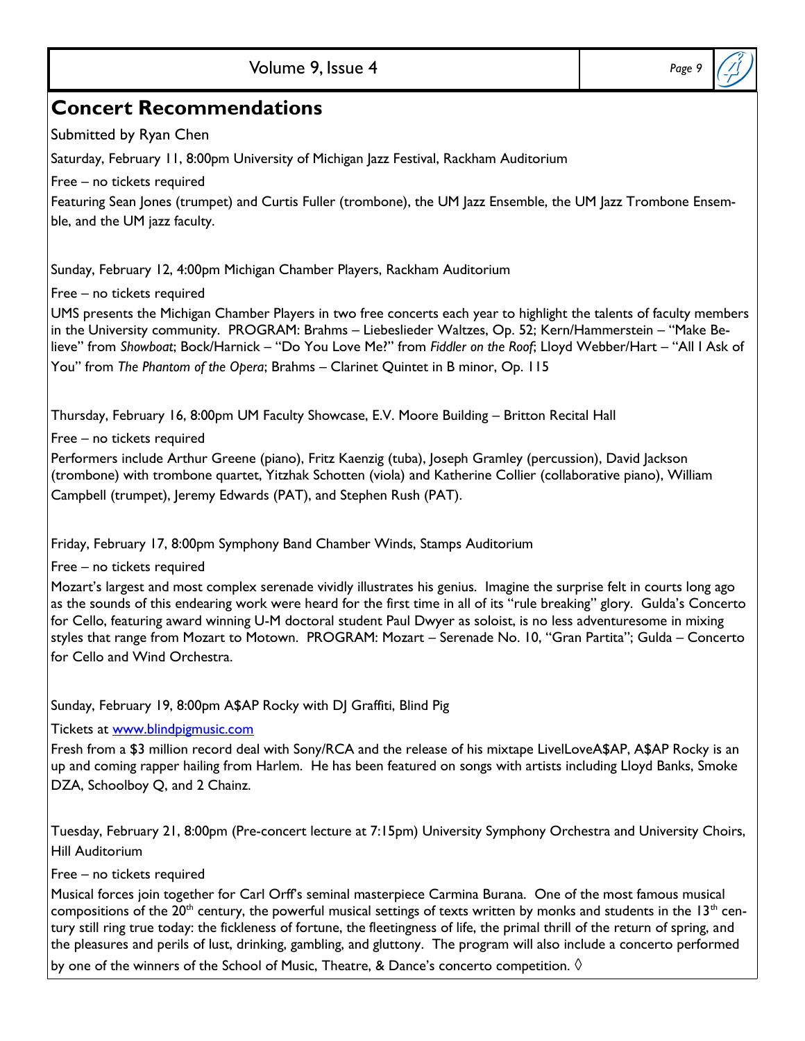## Concert Recommendations

Submitted by Ryan Chen

Saturday, February 11, 8:00pm University of Michigan Jazz Festival, Rackham Auditorium

Free – no tickets required

Featuring Sean Jones (trumpet) and Curtis Fuller (trombone), the UM Jazz Ensemble, the UM Jazz Trombone Ensemble, and the UM jazz faculty.

Sunday, February 12, 4:00pm Michigan Chamber Players, Rackham Auditorium

Free – no tickets required

UMS presents the Michigan Chamber Players in two free concerts each year to highlight the talents of faculty members in the University community. PROGRAM: Brahms – Liebeslieder Waltzes, Op. 52; Kern/Hammerstein – "Make Believe" from *Showboat*; Bock/Harnick – "Do You Love Me?" from *Fiddler on the Roof*; Lloyd Webber/Hart – "All I Ask of You" from *The Phantom of the Opera*; Brahms – Clarinet Quintet in B minor, Op. 115

Thursday, February 16, 8:00pm UM Faculty Showcase, E.V. Moore Building – Britton Recital Hall

Free – no tickets required

Performers include Arthur Greene (piano), Fritz Kaenzig (tuba), Joseph Gramley (percussion), David Jackson (trombone) with trombone quartet, Yitzhak Schotten (viola) and Katherine Collier (collaborative piano), William Campbell (trumpet), Jeremy Edwards (PAT), and Stephen Rush (PAT).

Friday, February 17, 8:00pm Symphony Band Chamber Winds, Stamps Auditorium

Free – no tickets required

Mozart's largest and most complex serenade vividly illustrates his genius. Imagine the surprise felt in courts long ago as the sounds of this endearing work were heard for the first time in all of its "rule breaking" glory. Gulda's Concerto for Cello, featuring award winning U-M doctoral student Paul Dwyer as soloist, is no less adventuresome in mixing styles that range from Mozart to Motown. PROGRAM: Mozart – Serenade No. 10, "Gran Partita"; Gulda – Concerto for Cello and Wind Orchestra.

Sunday, February 19, 8:00pm A$AP Rocky with DJ Graffiti, Blind Pig

Tickets at [www.blindpigmusic.com](http://www.blindpigmusic.com)

Fresh from a $3 million record deal with Sony/RCA and the release of his mixtape LiveILoveA$AP, A$AP Rocky is an up and coming rapper hailing from Harlem. He has been featured on songs with artists including Lloyd Banks, Smoke DZA, Schoolboy Q, and 2 Chainz.

Tuesday, February 21, 8:00pm (Pre-concert lecture at 7:15pm) University Symphony Orchestra and University Choirs, Hill Auditorium

Free – no tickets required

Musical forces join together for Carl Orff's seminal masterpiece Carmina Burana. One of the most famous musical compositions of the 20th century, the powerful musical settings of texts written by monks and students in the 13th century still ring true today: the fickleness of fortune, the fleetingness of life, the primal thrill of the return of spring, and the pleasures and perils of lust, drinking, gambling, and gluttony. The program will also include a concerto performed by one of the winners of the School of Music, Theatre, & Dance's concerto competition. ◊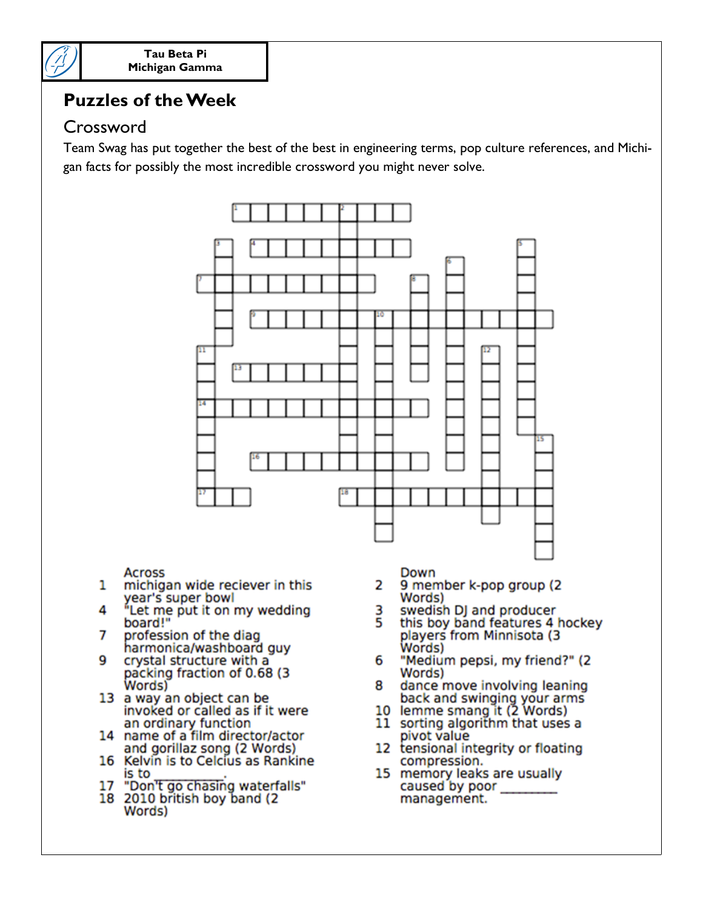Tau Beta Pi
Michigan Gamma

## Puzzles of the Week

### Crossword

Team Swag has put together the best of the best in engineering terms, pop culture references, and Michigan facts for possibly the most incredible crossword you might never solve.

**Across**

1 michigan wide reciever in this year's super bowl
4 "Let me put it on my wedding board!"
7 profession of the diag harmonica/washboard guy
9 crystal structure with a packing fraction of 0.68 (3 Words)
13 a way an object can be invoked or called as if it were an ordinary function
14 name of a film director/actor and gorillaz song (2 Words)
16 Kelvin is to Celcius as Rankine is to __________.
17 "Don't go chasing waterfalls"
18 2010 british boy band (2 Words)

**Down**

2 9 member k-pop group (2 Words)
3 swedish DJ and producer
5 this boy band features 4 hockey players from Minnisota (3 Words)
6 "Medium pepsi, my friend?" (2 Words)
8 dance move involving leaning back and swinging your arms
10 lemme smang it (2 Words)
11 sorting algorithm that uses a pivot value
12 tensional integrity or floating compression.
15 memory leaks are usually caused by poor ________ management.